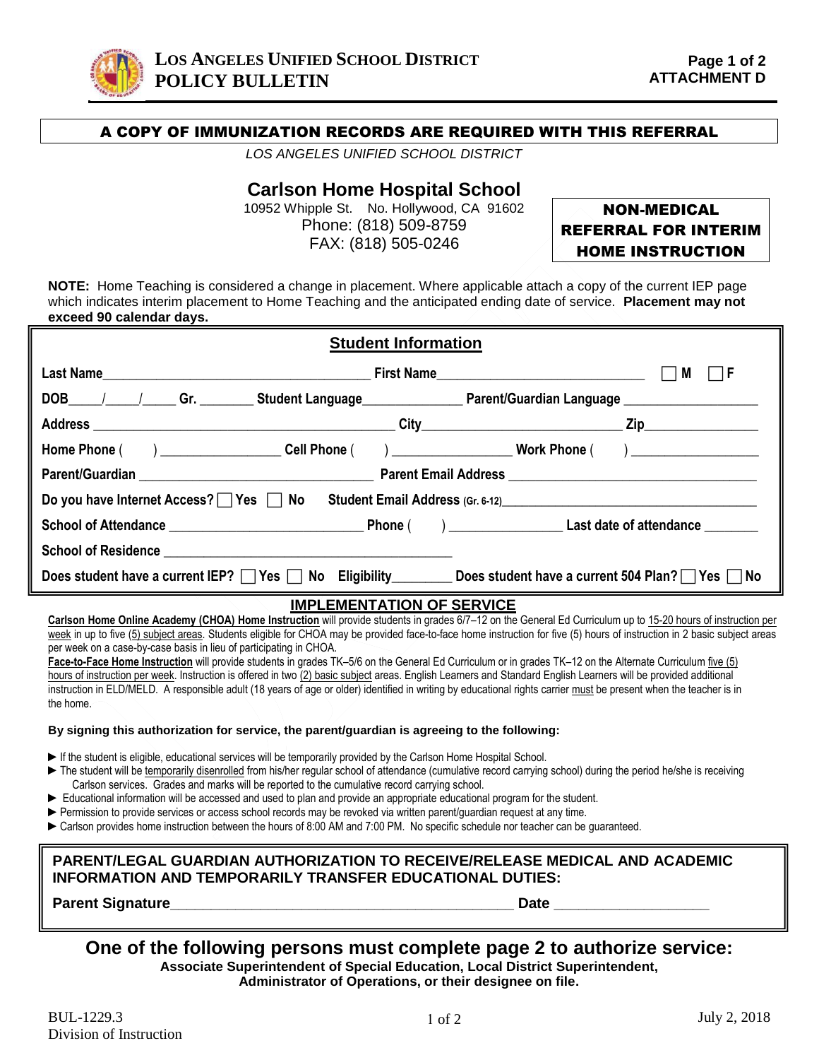**LOS ANGELES UNIFIED SCHOOL DISTRICT**
**POLICY BULLETIN**

**ATTACHMENT D**

**A COPY OF IMMUNIZATION RECORDS ARE REQUIRED WITH THIS REFERRAL**

*LOS ANGELES UNIFIED SCHOOL DISTRICT*

# Carlson Home Hospital School

10952 Whipple St. No. Hollywood, CA 91602
Phone: (818) 509-8759
FAX: (818) 505-0246

**NON-MEDICAL REFERRAL FOR INTERIM HOME INSTRUCTION**

**NOTE:** Home Teaching is considered a change in placement. Where applicable attach a copy of the current IEP page which indicates interim placement to Home Teaching and the anticipated ending date of service. **Placement may not exceed 90 calendar days.**

## Student Information

**Last Name**\_\_\_\_\_\_\_\_\_\_\_\_\_\_\_\_\_\_\_\_ **First Name**\_\_\_\_\_\_\_\_\_\_\_\_\_\_\_\_\_\_\_\_ ☐ **M** ☐ **F**

**DOB**\_\_\_\_/\_\_\_\_/\_\_\_\_ **Gr.** \_\_\_\_\_\_\_\_ **Student Language**\_\_\_\_\_\_\_\_\_\_\_\_\_\_ **Parent/Guardian Language** \_\_\_\_\_\_\_\_\_\_\_\_\_\_

**Address** \_\_\_\_\_\_\_\_\_\_\_\_\_\_\_\_\_\_\_\_ **City**\_\_\_\_\_\_\_\_\_\_\_\_\_\_\_\_\_\_\_\_ **Zip**\_\_\_\_\_\_\_\_\_\_\_\_

**Home Phone** ( ) \_\_\_\_\_\_\_\_\_\_\_\_\_\_ **Cell Phone** ( ) \_\_\_\_\_\_\_\_\_\_\_\_\_\_ **Work Phone** ( ) \_\_\_\_\_\_\_\_\_\_\_\_\_\_

**Parent/Guardian** \_\_\_\_\_\_\_\_\_\_\_\_\_\_\_\_\_\_\_\_ **Parent Email Address** \_\_\_\_\_\_\_\_\_\_\_\_\_\_\_\_\_\_\_\_

**Do you have Internet Access?** ☐ **Yes** ☐ **No** **Student Email Address (Gr. 6-12)**\_\_\_\_\_\_\_\_\_\_\_\_\_\_\_\_\_\_\_\_

**School of Attendance** \_\_\_\_\_\_\_\_\_\_\_\_\_\_\_\_\_\_\_\_ **Phone** ( ) \_\_\_\_\_\_\_\_\_\_\_\_\_\_ **Last date of attendance** \_\_\_\_\_\_\_\_

**School of Residence** \_\_\_\_\_\_\_\_\_\_\_\_\_\_\_\_\_\_\_\_

**Does student have a current IEP?** ☐ **Yes** ☐ **No** **Eligibility**\_\_\_\_\_\_\_\_ **Does student have a current 504 Plan?** ☐ **Yes** ☐ **No**

## IMPLEMENTATION OF SERVICE

**Carlson Home Online Academy (CHOA) Home Instruction** will provide students in grades 6/7–12 on the General Ed Curriculum up to 15-20 hours of instruction per week in up to five (5) subject areas. Students eligible for CHOA may be provided face-to-face home instruction for five (5) hours of instruction in 2 basic subject areas per week on a case-by-case basis in lieu of participating in CHOA.

**Face-to-Face Home Instruction** will provide students in grades TK–5/6 on the General Ed Curriculum or in grades TK–12 on the Alternate Curriculum five (5) hours of instruction per week. Instruction is offered in two (2) basic subject areas. English Learners and Standard English Learners will be provided additional instruction in ELD/MELD. A responsible adult (18 years of age or older) identified in writing by educational rights carrier must be present when the teacher is in the home.

**By signing this authorization for service, the parent/guardian is agreeing to the following:**

- ► If the student is eligible, educational services will be temporarily provided by the Carlson Home Hospital School.
- ► The student will be temporarily disenrolled from his/her regular school of attendance (cumulative record carrying school) during the period he/she is receiving Carlson services. Grades and marks will be reported to the cumulative record carrying school.
- ► Educational information will be accessed and used to plan and provide an appropriate educational program for the student.
- ► Permission to provide services or access school records may be revoked via written parent/guardian request at any time.
- ► Carlson provides home instruction between the hours of 8:00 AM and 7:00 PM. No specific schedule nor teacher can be guaranteed.

**PARENT/LEGAL GUARDIAN AUTHORIZATION TO RECEIVE/RELEASE MEDICAL AND ACADEMIC INFORMATION AND TEMPORARILY TRANSFER EDUCATIONAL DUTIES:**

**Parent Signature**\_\_\_\_\_\_\_\_\_\_\_\_\_\_\_\_\_\_\_\_\_\_\_\_\_\_\_\_ **Date** \_\_\_\_\_\_\_\_\_\_\_\_\_\_

## One of the following persons must complete page 2 to authorize service:

**Associate Superintendent of Special Education, Local District Superintendent, Administrator of Operations, or their designee on file.**

BUL-1229.3
Division of Instruction

July 2, 2018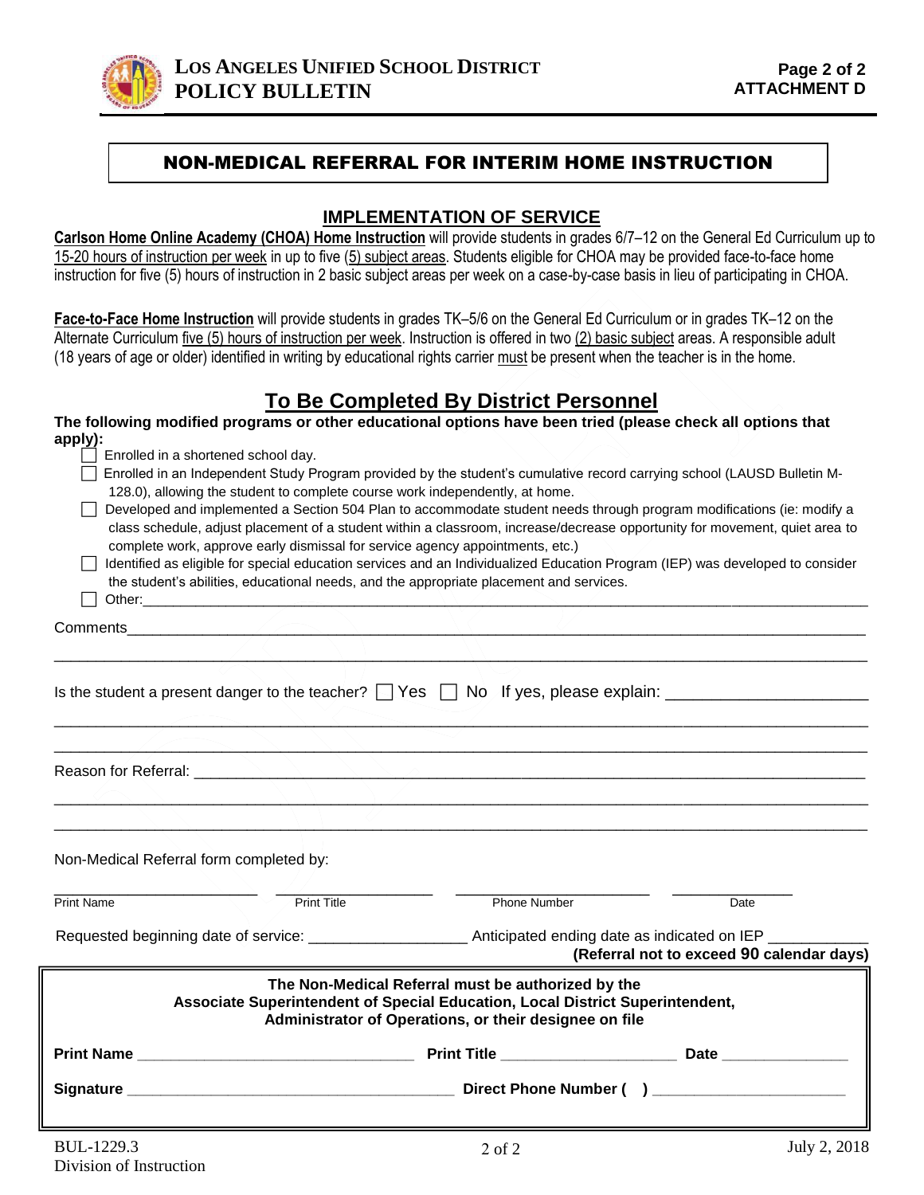# NON-MEDICAL REFERRAL FOR INTERIM HOME INSTRUCTION

## IMPLEMENTATION OF SERVICE

**Carlson Home Online Academy (CHOA) Home Instruction** will provide students in grades 6/7–12 on the General Ed Curriculum up to 15-20 hours of instruction per week in up to five (5) subject areas. Students eligible for CHOA may be provided face-to-face home instruction for five (5) hours of instruction in 2 basic subject areas per week on a case-by-case basis in lieu of participating in CHOA.

**Face-to-Face Home Instruction** will provide students in grades TK–5/6 on the General Ed Curriculum or in grades TK–12 on the Alternate Curriculum five (5) hours of instruction per week. Instruction is offered in two (2) basic subject areas. A responsible adult (18 years of age or older) identified in writing by educational rights carrier must be present when the teacher is in the home.

## To Be Completed By District Personnel

**The following modified programs or other educational options have been tried (please check all options that apply):**

- ☐ Enrolled in a shortened school day.
- ☐ Enrolled in an Independent Study Program provided by the student's cumulative record carrying school (LAUSD Bulletin M-128.0), allowing the student to complete course work independently, at home.
- ☐ Developed and implemented a Section 504 Plan to accommodate student needs through program modifications (ie: modify a class schedule, adjust placement of a student within a classroom, increase/decrease opportunity for movement, quiet area to complete work, approve early dismissal for service agency appointments, etc.)
- ☐ Identified as eligible for special education services and an Individualized Education Program (IEP) was developed to consider the student's abilities, educational needs, and the appropriate placement and services.
- ☐ Other:\_\_\_\_\_\_\_\_\_\_\_\_\_\_\_\_\_\_\_\_\_\_\_\_\_\_\_\_\_\_\_\_\_\_\_\_\_\_\_\_

Comments\_\_\_\_\_\_\_\_\_\_\_\_\_\_\_\_\_\_\_\_\_\_\_\_\_\_\_\_\_\_\_\_\_\_\_\_\_\_\_\_\_\_\_\_\_\_\_\_

\_\_\_\_\_\_\_\_\_\_\_\_\_\_\_\_\_\_\_\_\_\_\_\_\_\_\_\_\_\_\_\_\_\_\_\_\_\_\_\_\_\_\_\_\_\_\_\_\_\_\_\_\_\_\_\_

Is the student a present danger to the teacher? ☐ Yes ☐ No If yes, please explain: \_\_\_\_\_\_\_\_\_\_\_\_\_\_\_\_\_\_\_\_

\_\_\_\_\_\_\_\_\_\_\_\_\_\_\_\_\_\_\_\_\_\_\_\_\_\_\_\_\_\_\_\_\_\_\_\_\_\_\_\_\_\_\_\_\_\_\_\_\_\_\_\_\_\_\_\_

\_\_\_\_\_\_\_\_\_\_\_\_\_\_\_\_\_\_\_\_\_\_\_\_\_\_\_\_\_\_\_\_\_\_\_\_\_\_\_\_\_\_\_\_\_\_\_\_\_\_\_\_\_\_\_\_

Reason for Referral: \_\_\_\_\_\_\_\_\_\_\_\_\_\_\_\_\_\_\_\_\_\_\_\_\_\_\_\_\_\_\_\_\_\_\_\_\_\_\_\_\_\_\_\_

\_\_\_\_\_\_\_\_\_\_\_\_\_\_\_\_\_\_\_\_\_\_\_\_\_\_\_\_\_\_\_\_\_\_\_\_\_\_\_\_\_\_\_\_\_\_\_\_\_\_\_\_\_\_\_\_

\_\_\_\_\_\_\_\_\_\_\_\_\_\_\_\_\_\_\_\_\_\_\_\_\_\_\_\_\_\_\_\_\_\_\_\_\_\_\_\_\_\_\_\_\_\_\_\_\_\_\_\_\_\_\_\_

Non-Medical Referral form completed by:

| | | | |
|---|---|---|---|
| \_\_\_\_\_\_\_\_\_\_\_\_\_\_\_\_ | \_\_\_\_\_\_\_\_\_\_\_\_\_\_\_\_ | \_\_\_\_\_\_\_\_\_\_\_\_\_\_\_\_ | \_\_\_\_\_\_\_\_\_\_\_\_ |
| Print Name | Print Title | Phone Number | Date |

Requested beginning date of service: \_\_\_\_\_\_\_\_\_\_\_\_\_\_\_\_ Anticipated ending date as indicated on IEP \_\_\_\_\_\_\_\_\_\_

**(Referral not to exceed 90 calendar days)**

**The Non-Medical Referral must be authorized by the Associate Superintendent of Special Education, Local District Superintendent, Administrator of Operations, or their designee on file**

**Print Name** \_\_\_\_\_\_\_\_\_\_\_\_\_\_\_\_\_\_\_\_\_\_\_\_\_\_ **Print Title** \_\_\_\_\_\_\_\_\_\_\_\_\_\_\_\_\_\_ **Date** \_\_\_\_\_\_\_\_\_\_\_\_

**Signature** \_\_\_\_\_\_\_\_\_\_\_\_\_\_\_\_\_\_\_\_\_\_\_\_\_\_\_\_\_\_\_\_ **Direct Phone Number ( )** \_\_\_\_\_\_\_\_\_\_\_\_\_\_\_\_\_\_

BUL-1229.3
Division of Instruction

July 2, 2018